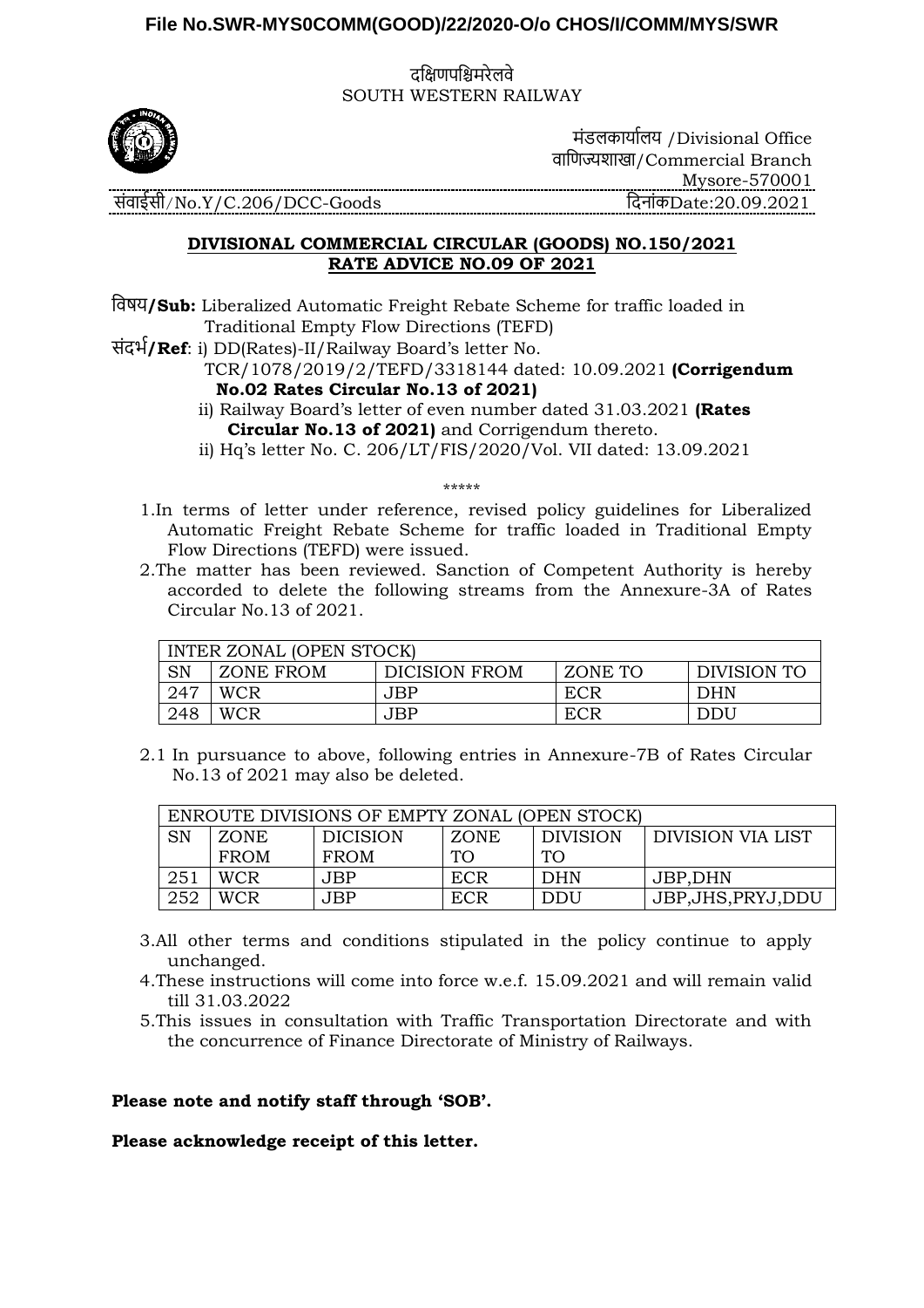**File No.SWR-MYS0COMM(GOOD)/22/2020-O/o CHOS/I/COMM/MYS/SWR**

दक्षिणपश्चिमरेलवे
SOUTH WESTERN RAILWAY

मंडलकार्यालय /Divisional Office
वाणिज्यशाखा/Commercial Branch
Mysore-570001

संवाईसी/No.Y/C.206/DCC-Goods दिनांकDate:20.09.2021

**DIVISIONAL COMMERCIAL CIRCULAR (GOODS) NO.150/2021**
**RATE ADVICE NO.09 OF 2021**

विषय**/Sub:** Liberalized Automatic Freight Rebate Scheme for traffic loaded in Traditional Empty Flow Directions (TEFD)

संदर्भ**/Ref**: i) DD(Rates)-II/Railway Board's letter No. TCR/1078/2019/2/TEFD/3318144 dated: 10.09.2021 **(Corrigendum No.02 Rates Circular No.13 of 2021)**
ii) Railway Board's letter of even number dated 31.03.2021 **(Rates Circular No.13 of 2021)** and Corrigendum thereto.
ii) Hq's letter No. C. 206/LT/FIS/2020/Vol. VII dated: 13.09.2021

\*\*\*\*\*

1. In terms of letter under reference, revised policy guidelines for Liberalized Automatic Freight Rebate Scheme for traffic loaded in Traditional Empty Flow Directions (TEFD) were issued.
2. The matter has been reviewed. Sanction of Competent Authority is hereby accorded to delete the following streams from the Annexure-3A of Rates Circular No.13 of 2021.

| INTER ZONAL (OPEN STOCK) | | | | |
|---|---|---|---|---|
| SN | ZONE FROM | DICISION FROM | ZONE TO | DIVISION TO |
| 247 | WCR | JBP | ECR | DHN |
| 248 | WCR | JBP | ECR | DDU |

2.1 In pursuance to above, following entries in Annexure-7B of Rates Circular No.13 of 2021 may also be deleted.

| ENROUTE DIVISIONS OF EMPTY ZONAL (OPEN STOCK) | | | | | |
|---|---|---|---|---|---|
| SN | ZONE FROM | DICISION FROM | ZONE TO | DIVISION TO | DIVISION VIA LIST |
| 251 | WCR | JBP | ECR | DHN | JBP,DHN |
| 252 | WCR | JBP | ECR | DDU | JBP,JHS,PRYJ,DDU |

3. All other terms and conditions stipulated in the policy continue to apply unchanged.
4. These instructions will come into force w.e.f. 15.09.2021 and will remain valid till 31.03.2022
5. This issues in consultation with Traffic Transportation Directorate and with the concurrence of Finance Directorate of Ministry of Railways.

**Please note and notify staff through 'SOB'.**

**Please acknowledge receipt of this letter.**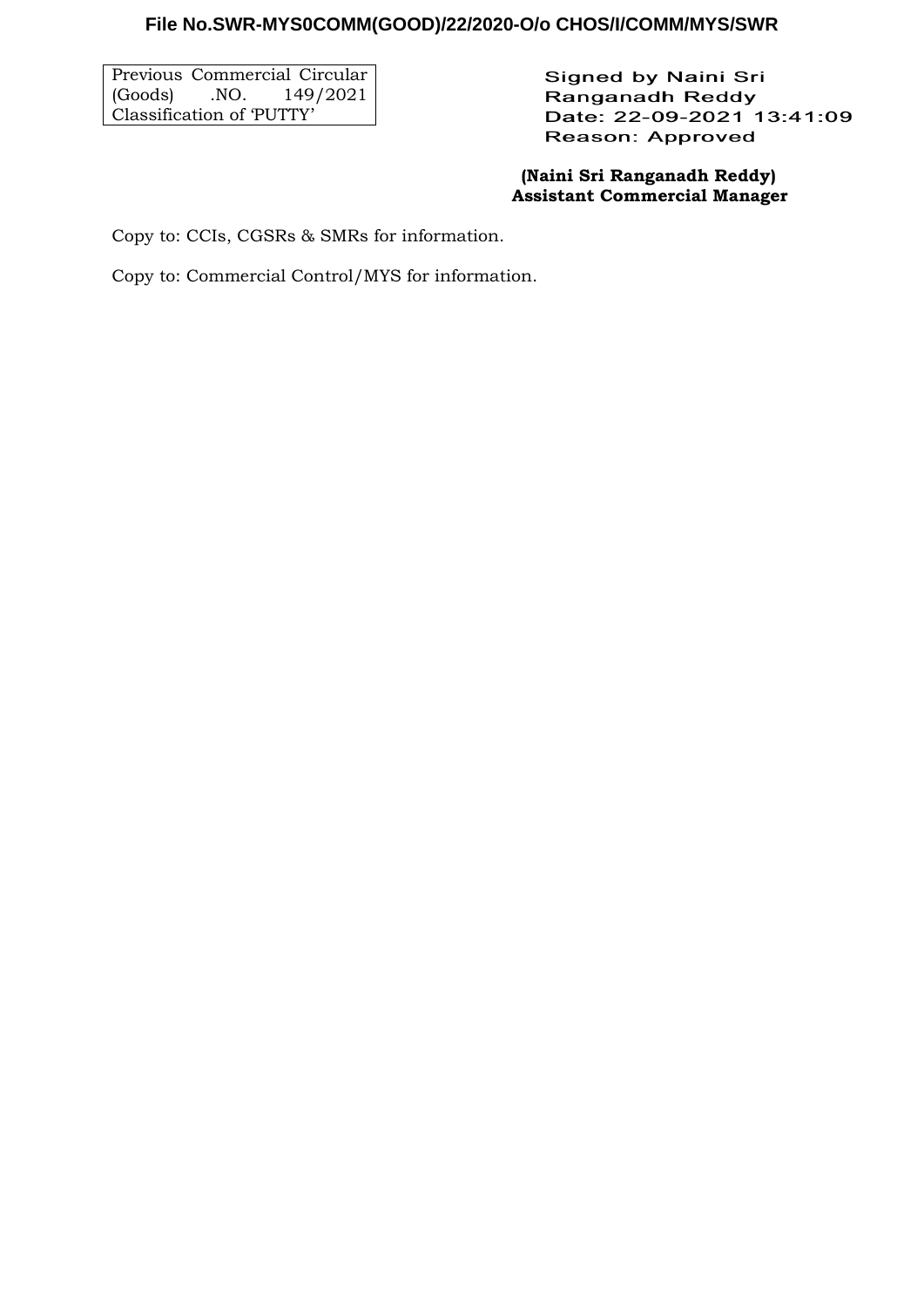**File No.SWR-MYS0COMM(GOOD)/22/2020-O/o CHOS/I/COMM/MYS/SWR**

Previous Commercial Circular (Goods) .NO. 149/2021 Classification of 'PUTTY'

Signed by Naini Sri Ranganadh Reddy
Date: 22-09-2021 13:41:09
Reason: Approved

**(Naini Sri Ranganadh Reddy)**
**Assistant Commercial Manager**

Copy to: CCIs, CGSRs & SMRs for information.

Copy to: Commercial Control/MYS for information.